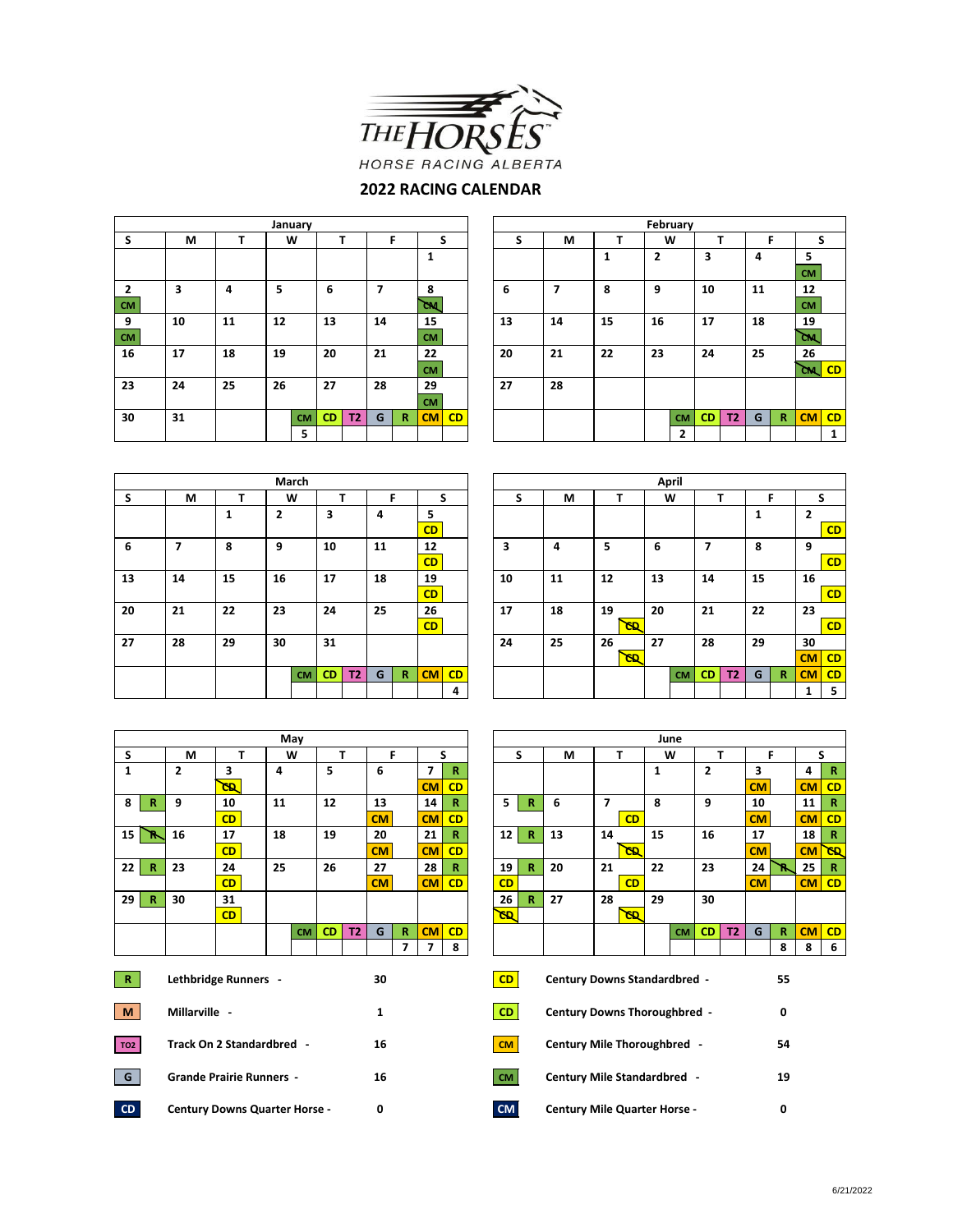THE HORSES HORSE RACING ALBERTA

## 2022 RACING CALENDAR

### January

| S | M | T | W | T | F | S |
|---|---|---|---|---|---|---|
| | | | | | | 1 |
| 2 CM | 3 | 4 | 5 | 6 | 7 | 8 ~~CM~~ |
| 9 CM | 10 | 11 | 12 | 13 | 14 | 15 CM |
| 16 | 17 | 18 | 19 | 20 | 21 | 22 CM |
| 23 | 24 | 25 | 26 | 27 | 28 | 29 CM |
| 30 | 31 | | | | | |

| CM | CD | T2 | G | R | CM | CD |
|---|---|---|---|---|---|---|
| 5 | | | | | | |

### February

| S | M | T | W | T | F | S |
|---|---|---|---|---|---|---|
| | | 1 | 2 | 3 | 4 | 5 CM |
| 6 | 7 | 8 | 9 | 10 | 11 | 12 CM |
| 13 | 14 | 15 | 16 | 17 | 18 | 19 ~~CM~~ |
| 20 | 21 | 22 | 23 | 24 | 25 | 26 ~~CM~~ CD |
| 27 | 28 | | | | | |

| CM | CD | T2 | G | R | CM | CD |
|---|---|---|---|---|---|---|
| 2 | | | | | | 1 |

### March

| S | M | T | W | T | F | S |
|---|---|---|---|---|---|---|
| | | 1 | 2 | 3 | 4 | 5 CD |
| 6 | 7 | 8 | 9 | 10 | 11 | 12 CD |
| 13 | 14 | 15 | 16 | 17 | 18 | 19 CD |
| 20 | 21 | 22 | 23 | 24 | 25 | 26 CD |
| 27 | 28 | 29 | 30 | 31 | | |

| CM | CD | T2 | G | R | CM | CD |
|---|---|---|---|---|---|---|
| | | | | | | 4 |

### April

| S | M | T | W | T | F | S |
|---|---|---|---|---|---|---|
| | | | | | 1 | 2 CD |
| 3 | 4 | 5 | 6 | 7 | 8 | 9 CD |
| 10 | 11 | 12 | 13 | 14 | 15 | 16 CD |
| 17 | 18 | 19 ~~CD~~ | 20 | 21 | 22 | 23 CD |
| 24 | 25 | 26 ~~CD~~ | 27 | 28 | 29 | 30 CM CD |

| CM | CD | T2 | G | R | CM | CD |
|---|---|---|---|---|---|---|
| | | | | | 1 | 5 |

### May

| S | M | T | W | T | F | S |
|---|---|---|---|---|---|---|
| 1 | 2 | 3 ~~CD~~ | 4 | 5 | 6 | 7 R CM CD |
| 8 R | 9 | 10 CD | 11 | 12 | 13 CM | 14 R CM CD |
| 15 ~~R~~ | 16 | 17 CD | 18 | 19 | 20 CM | 21 R CM CD |
| 22 R | 23 | 24 CD | 25 | 26 | 27 CM | 28 R CM CD |
| 29 R | 30 | 31 CD | | | | |

| CM | CD | T2 | G | R | CM | CD |
|---|---|---|---|---|---|---|
| | | | | 7 | 7 | 8 |

### June

| S | M | T | W | T | F | S |
|---|---|---|---|---|---|---|
| | | | 1 | 2 | 3 CM | 4 R CM CD |
| 5 R | 6 | 7 CD | 8 | 9 | 10 CM | 11 R CM CD |
| 12 R | 13 | 14 ~~CD~~ | 15 | 16 | 17 CM | 18 R CM ~~CD~~ |
| 19 R CD | 20 | 21 CD | 22 | 23 | 24 ~~R~~ CM | 25 R CM CD |
| 26 R ~~CD~~ | 27 | 28 ~~CD~~ | 29 | 30 | | |

| CM | CD | T2 | G | R | CM | CD |
|---|---|---|---|---|---|---|
| | | | | 8 | 8 | 6 |

### Legend

| Code | Track | Count |
|---|---|---|
| R | Lethbridge Runners - | 30 |
| M | Millarville - | 1 |
| TO2 | Track On 2 Standardbred - | 16 |
| G | Grande Prairie Runners - | 16 |
| CD | Century Downs Quarter Horse - | 0 |
| CD | Century Downs Standardbred - | 55 |
| CD | Century Downs Thoroughbred - | 0 |
| CM | Century Mile Thoroughbred - | 54 |
| CM | Century Mile Standardbred - | 19 |
| CM | Century Mile Quarter Horse - | 0 |

6/21/2022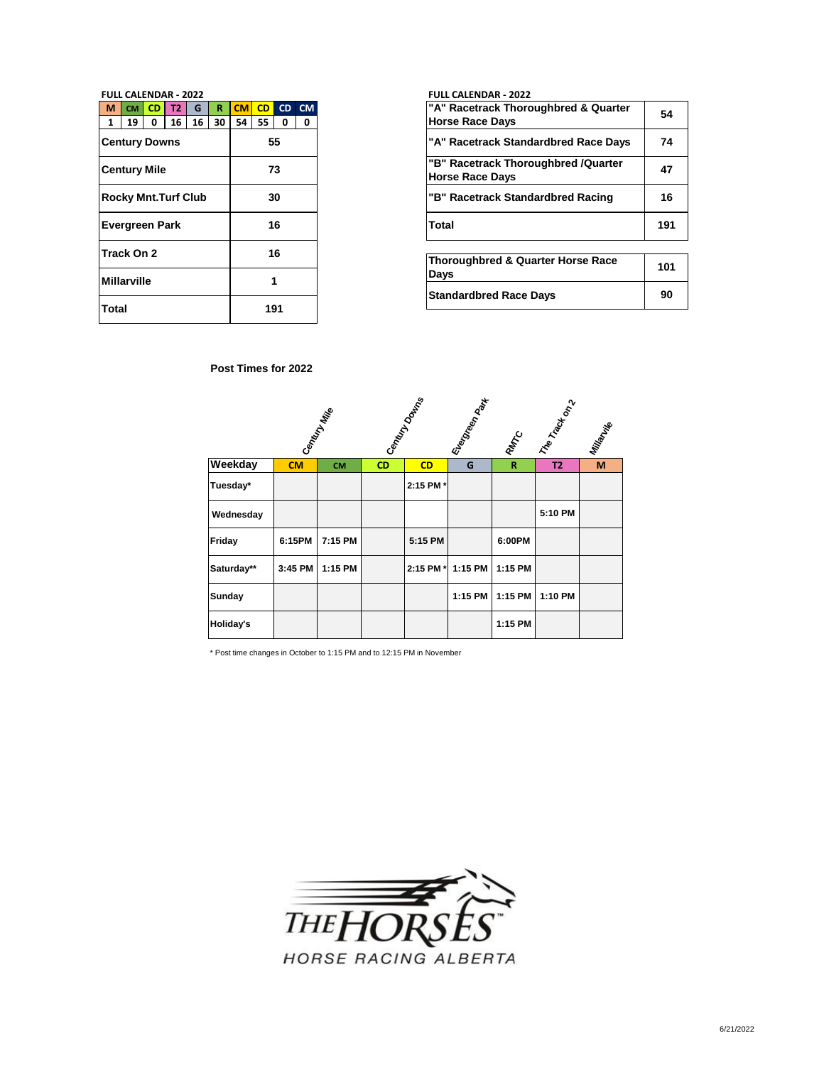**FULL CALENDAR - 2022**

| M | CM | CD | T2 | G | R | CM | CD | CD | CM |
|---|---|---|---|---|---|---|---|---|---|
| 1 | 19 | 0 | 16 | 16 | 30 | 54 | 55 | 0 | 0 |

| | |
|---|---|
| **Century Downs** | **55** |
| **Century Mile** | **73** |
| **Rocky Mnt.Turf Club** | **30** |
| **Evergreen Park** | **16** |
| **Track On 2** | **16** |
| **Millarville** | **1** |
| **Total** | **191** |

**FULL CALENDAR - 2022**

| | |
|---|---|
| **"A" Racetrack Thoroughbred & Quarter Horse Race Days** | **54** |
| **"A" Racetrack Standardbred Race Days** | **74** |
| **"B" Racetrack Thoroughbred /Quarter Horse Race Days** | **47** |
| **"B" Racetrack Standardbred Racing** | **16** |
| **Total** | **191** |

| | |
|---|---|
| **Thoroughbred & Quarter Horse Race Days** | **101** |
| **Standardbred Race Days** | **90** |

**Post Times for 2022**

| | Century Mile | | Century Downs | | Evergreen Park | RMTC | The Track on 2 | Millarville |
|---|---|---|---|---|---|---|---|---|
| **Weekday** | **CM** | **CM** | **CD** | **CD** | **G** | **R** | **T2** | **M** |
| **Tuesday*** | | | | **2:15 PM *** | | | | |
| **Wednesday** | | | | | | | **5:10 PM** | |
| **Friday** | **6:15PM** | **7:15 PM** | | **5:15 PM** | | **6:00PM** | | |
| **Saturday**** | **3:45 PM** | **1:15 PM** | | **2:15 PM *** | **1:15 PM** | **1:15 PM** | | |
| **Sunday** | | | | | **1:15 PM** | **1:15 PM** | **1:10 PM** | |
| **Holiday's** | | | | | | **1:15 PM** | | |

* Post time changes in October to 1:15 PM and to 12:15 PM in November

THE HORSES™
HORSE RACING ALBERTA

6/21/2022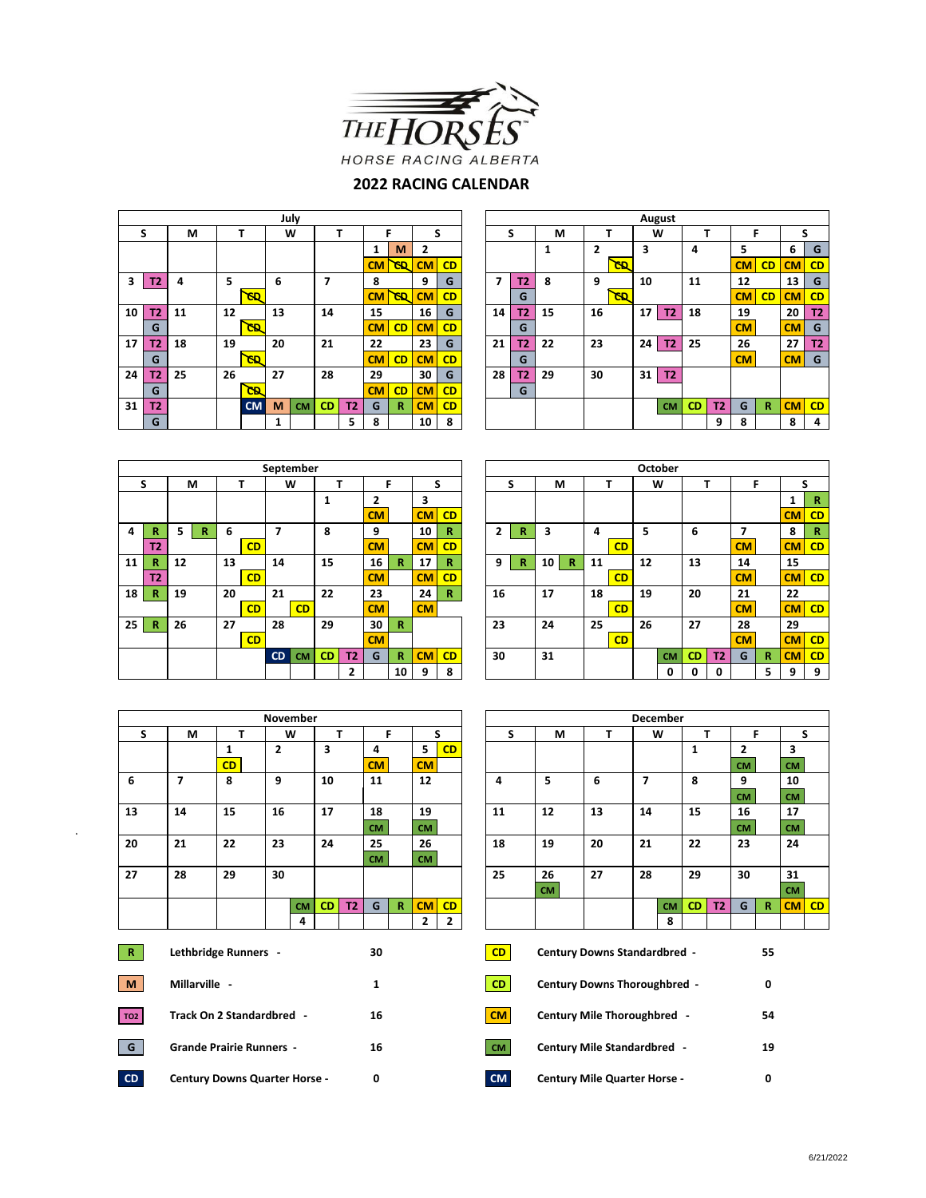# THE HORSES
HORSE RACING ALBERTA

## 2022 RACING CALENDAR

### July

| S | M | T | W | T | F | S |
|---|---|---|---|---|---|---|
| | | | | | 1 M<br>CM ~~CD~~ | 2<br>CM CD |
| 3 T2 | 4 | 5<br>~~CD~~ | 6 | 7 | 8<br>CM ~~CD~~ | 9 G<br>CM CD |
| 10 T2<br>G | 11 | 12<br>~~CD~~ | 13 | 14 | 15<br>CM CD | 16 G<br>CM CD |
| 17 T2<br>G | 18 | 19<br>~~CD~~ | 20 | 21 | 22<br>CM CD | 23 G<br>CM CD |
| 24 T2<br>G | 25 | 26<br>~~CD~~ | 27 | 28 | 29<br>CM CD | 30 G<br>CM CD |
| 31 T2<br>G | | | | | | |
| | | CM | M CM | CD T2 | G R | CM CD |
| | | | 1 | 5 | 8 | 10 8 |

### August

| S | M | T | W | T | F | S |
|---|---|---|---|---|---|---|
| | 1 | 2<br>~~CD~~ | 3 | 4 | 5<br>CM CD | 6 G<br>CM CD |
| 7 T2<br>G | 8 | 9<br>~~CD~~ | 10 | 11 | 12<br>CM CD | 13 G<br>CM CD |
| 14 T2<br>G | 15 | 16 | 17 T2 | 18 | 19<br>CM | 20 T2<br>CM G |
| 21 T2<br>G | 22 | 23 | 24 T2 | 25 | 26<br>CM | 27 T2<br>CM G |
| 28 T2<br>G | 29 | 30 | 31 T2 | | | |
| | | | CM | CD T2 | G R | CM CD |
| | | | | 9 | 8 | 8 4 |

### September

| S | M | T | W | T | F | S |
|---|---|---|---|---|---|---|
| | | | | 1 | 2<br>CM | 3<br>CM CD |
| 4 R<br>T2 | 5 R | 6<br>CD | 7 | 8 | 9<br>CM | 10 R<br>CM CD |
| 11 R<br>T2 | 12 | 13<br>CD | 14 | 15 | 16 R<br>CM | 17 R<br>CM CD |
| 18 R | 19 | 20<br>CD | 21<br>CD | 22 | 23<br>CM | 24 R<br>CM |
| 25 R | 26 | 27<br>CD | 28 | 29 | 30 R<br>CM | |
| | | | CD CM | CD T2 | G R | CM CD |
| | | | | 2 | 10 | 9 8 |

### October

| S | M | T | W | T | F | S |
|---|---|---|---|---|---|---|
| | | | | | | 1 R<br>CM CD |
| 2 R | 3 | 4<br>CD | 5 | 6 | 7<br>CM | 8 R<br>CM CD |
| 9 R | 10 R | 11<br>CD | 12 | 13 | 14<br>CM | 15<br>CM CD |
| 16 | 17 | 18<br>CD | 19 | 20 | 21<br>CM | 22<br>CM CD |
| 23 | 24 | 25<br>CD | 26 | 27 | 28<br>CM | 29<br>CM CD |
| 30 | 31 | | | | | |
| | | | CM | CD T2 | G R | CM CD |
| | | | 0 | 0 0 | 5 | 9 9 |

### November

| S | M | T | W | T | F | S |
|---|---|---|---|---|---|---|
| | | 1<br>CD | 2 | 3 | 4<br>CM | 5 CD<br>CM |
| 6 | 7 | 8 | 9 | 10 | 11 | 12 |
| 13 | 14 | 15 | 16 | 17 | 18<br>CM | 19<br>CM |
| 20 | 21 | 22 | 23 | 24 | 25<br>CM | 26<br>CM |
| 27 | 28 | 29 | 30 | | | |
| | | | CM | CD T2 | G R | CM CD |
| | | | 4 | | | 2 2 |

### December

| S | M | T | W | T | F | S |
|---|---|---|---|---|---|---|
| | | | | 1 | 2<br>CM | 3<br>CM |
| 4 | 5 | 6 | 7 | 8 | 9<br>CM | 10<br>CM |
| 11 | 12 | 13 | 14 | 15 | 16<br>CM | 17<br>CM |
| 18 | 19 | 20 | 21 | 22 | 23 | 24 |
| 25 | 26<br>CM | 27 | 28 | 29 | 30 | 31<br>CM |
| | | | CM | CD T2 | G R | CM CD |
| | | | 8 | | | |

### Legend

| Code | Track | Days | Code | Track | Days |
|---|---|---|---|---|---|
| R | Lethbridge Runners - | 30 | CD | Century Downs Standardbred - | 55 |
| M | Millarville - | 1 | CD | Century Downs Thoroughbred - | 0 |
| TO2 | Track On 2 Standardbred - | 16 | CM | Century Mile Thoroughbred - | 54 |
| G | Grande Prairie Runners - | 16 | CM | Century Mile Standardbred - | 19 |
| CD | Century Downs Quarter Horse - | 0 | CM | Century Mile Quarter Horse - | 0 |

6/21/2022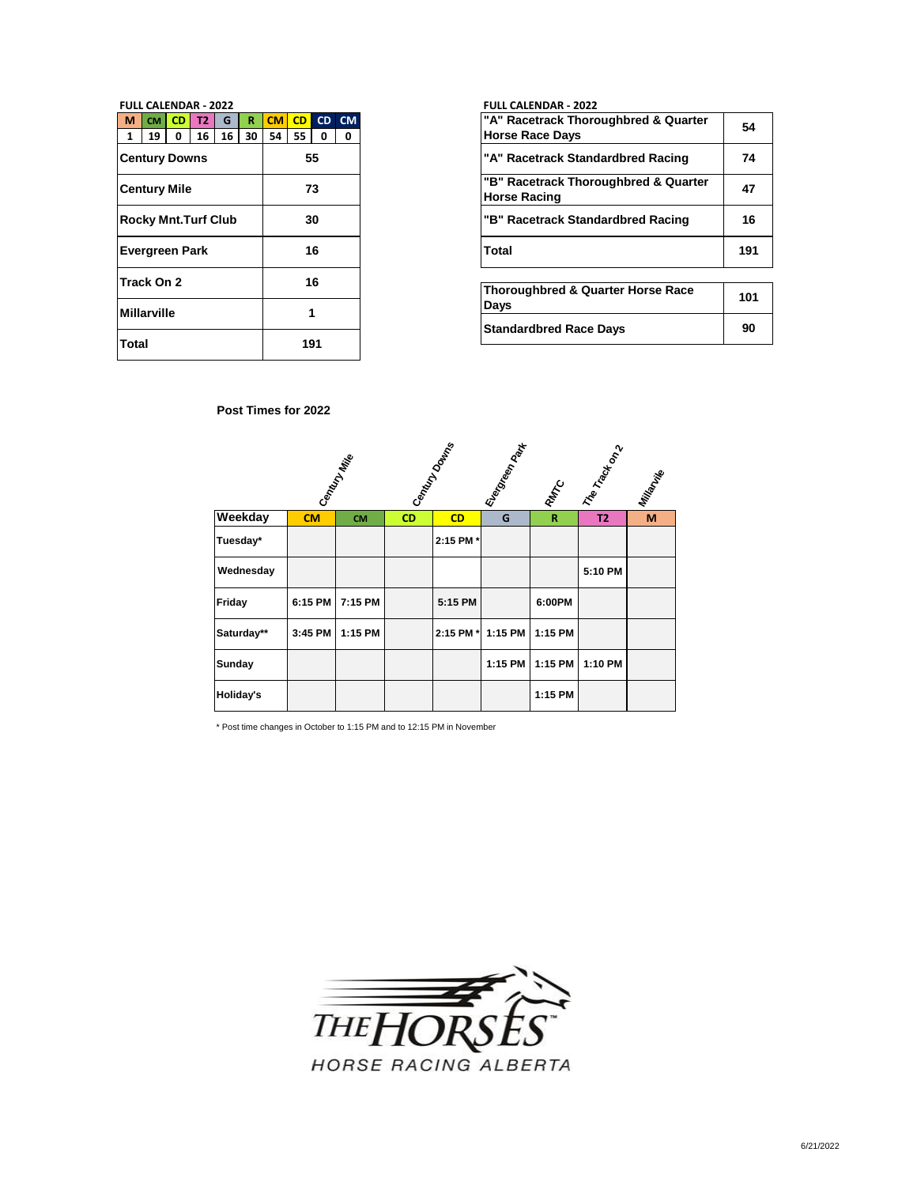**FULL CALENDAR - 2022**

| M | CM | CD | T2 | G | R | CM | CD | CD | CM |
|---|---|---|---|---|---|---|---|---|---|
| 1 | 19 | 0 | 16 | 16 | 30 | 54 | 55 | 0 | 0 |

| | |
|---|---|
| **Century Downs** | **55** |
| **Century Mile** | **73** |
| **Rocky Mnt.Turf Club** | **30** |
| **Evergreen Park** | **16** |
| **Track On 2** | **16** |
| **Millarville** | **1** |
| **Total** | **191** |

**FULL CALENDAR - 2022**

| | |
|---|---|
| **"A" Racetrack Thoroughbred & Quarter Horse Race Days** | **54** |
| **"A" Racetrack Standardbred Racing** | **74** |
| **"B" Racetrack Thoroughbred & Quarter Horse Racing** | **47** |
| **"B" Racetrack Standardbred Racing** | **16** |
| **Total** | **191** |

| | |
|---|---|
| **Thoroughbred & Quarter Horse Race Days** | **101** |
| **Standardbred Race Days** | **90** |

**Post Times for 2022**

| | Century Mile | | Century Downs | | Evergreen Park | RMTC | The Track on 2 | Millarvile |
|---|---|---|---|---|---|---|---|---|
| **Weekday** | **CM** | **CM** | **CD** | **CD** | **G** | **R** | **T2** | **M** |
| **Tuesday*** | | | | **2:15 PM *** | | | | |
| **Wednesday** | | | | | | | **5:10 PM** | |
| **Friday** | **6:15 PM** | **7:15 PM** | | **5:15 PM** | | **6:00PM** | | |
| **Saturday**** | **3:45 PM** | **1:15 PM** | | **2:15 PM *** | **1:15 PM** | **1:15 PM** | | |
| **Sunday** | | | | | **1:15 PM** | **1:15 PM** | **1:10 PM** | |
| **Holiday's** | | | | | | **1:15 PM** | | |

\* Post time changes in October to 1:15 PM and to 12:15 PM in November

THE HORSES™

HORSE RACING ALBERTA

6/21/2022